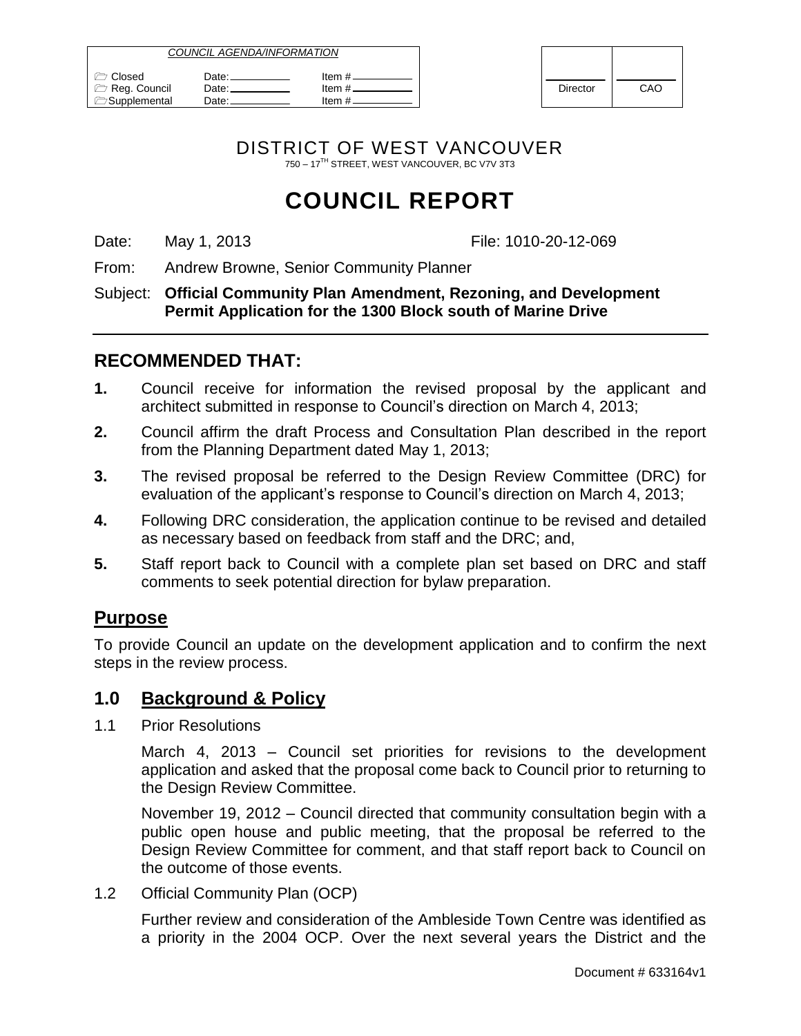| COUNCIL AGENDA/INFORMATION | | |
|---|---|---|
| ☐ Closed | Date: | Item # |
| ☐ Reg. Council | Date: | Item # |
| ☐ Supplemental | Date: | Item # |

| Director | CAO |
|---|---|

DISTRICT OF WEST VANCOUVER

750 – 17TH STREET, WEST VANCOUVER, BC V7V 3T3

# COUNCIL REPORT

Date: May 1, 2013 File: 1010-20-12-069

From: Andrew Browne, Senior Community Planner

Subject: **Official Community Plan Amendment, Rezoning, and Development Permit Application for the 1300 Block south of Marine Drive**

## RECOMMENDED THAT:

**1.** Council receive for information the revised proposal by the applicant and architect submitted in response to Council's direction on March 4, 2013;

**2.** Council affirm the draft Process and Consultation Plan described in the report from the Planning Department dated May 1, 2013;

**3.** The revised proposal be referred to the Design Review Committee (DRC) for evaluation of the applicant's response to Council's direction on March 4, 2013;

**4.** Following DRC consideration, the application continue to be revised and detailed as necessary based on feedback from staff and the DRC; and,

**5.** Staff report back to Council with a complete plan set based on DRC and staff comments to seek potential direction for bylaw preparation.

## Purpose

To provide Council an update on the development application and to confirm the next steps in the review process.

## 1.0 Background & Policy

1.1 Prior Resolutions

March 4, 2013 – Council set priorities for revisions to the development application and asked that the proposal come back to Council prior to returning to the Design Review Committee.

November 19, 2012 – Council directed that community consultation begin with a public open house and public meeting, that the proposal be referred to the Design Review Committee for comment, and that staff report back to Council on the outcome of those events.

1.2 Official Community Plan (OCP)

Further review and consideration of the Ambleside Town Centre was identified as a priority in the 2004 OCP. Over the next several years the District and the

Document # 633164v1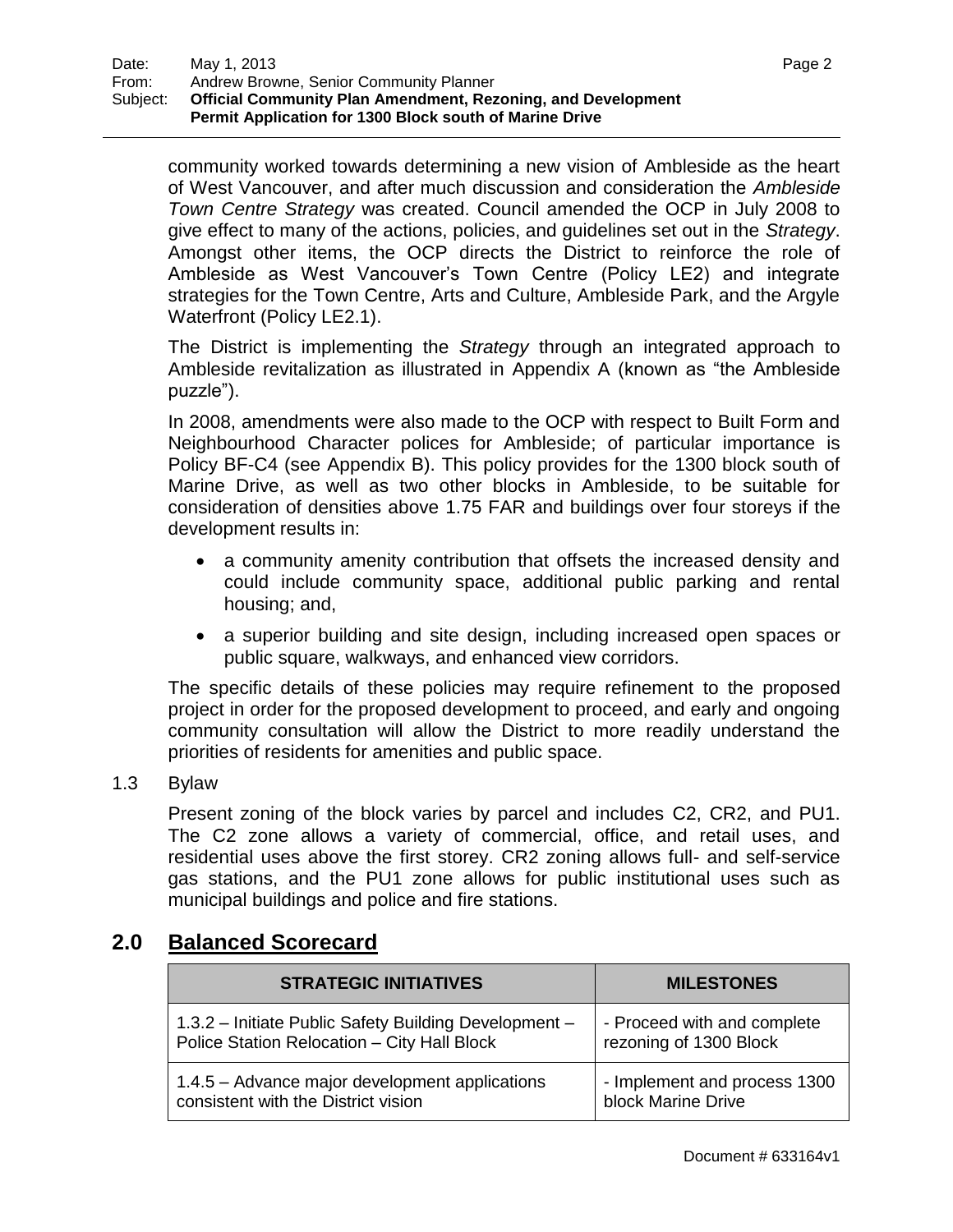community worked towards determining a new vision of Ambleside as the heart of West Vancouver, and after much discussion and consideration the *Ambleside Town Centre Strategy* was created. Council amended the OCP in July 2008 to give effect to many of the actions, policies, and guidelines set out in the *Strategy*. Amongst other items, the OCP directs the District to reinforce the role of Ambleside as West Vancouver's Town Centre (Policy LE2) and integrate strategies for the Town Centre, Arts and Culture, Ambleside Park, and the Argyle Waterfront (Policy LE2.1).

The District is implementing the *Strategy* through an integrated approach to Ambleside revitalization as illustrated in Appendix A (known as "the Ambleside puzzle").

In 2008, amendments were also made to the OCP with respect to Built Form and Neighbourhood Character polices for Ambleside; of particular importance is Policy BF-C4 (see Appendix B). This policy provides for the 1300 block south of Marine Drive, as well as two other blocks in Ambleside, to be suitable for consideration of densities above 1.75 FAR and buildings over four storeys if the development results in:

- a community amenity contribution that offsets the increased density and could include community space, additional public parking and rental housing; and,
- a superior building and site design, including increased open spaces or public square, walkways, and enhanced view corridors.

The specific details of these policies may require refinement to the proposed project in order for the proposed development to proceed, and early and ongoing community consultation will allow the District to more readily understand the priorities of residents for amenities and public space.

1.3 Bylaw

Present zoning of the block varies by parcel and includes C2, CR2, and PU1. The C2 zone allows a variety of commercial, office, and retail uses, and residential uses above the first storey. CR2 zoning allows full- and self-service gas stations, and the PU1 zone allows for public institutional uses such as municipal buildings and police and fire stations.

## 2.0 Balanced Scorecard

| STRATEGIC INITIATIVES | MILESTONES |
|---|---|
| 1.3.2 – Initiate Public Safety Building Development – Police Station Relocation – City Hall Block | - Proceed with and complete rezoning of 1300 Block |
| 1.4.5 – Advance major development applications consistent with the District vision | - Implement and process 1300 block Marine Drive |

Document # 633164v1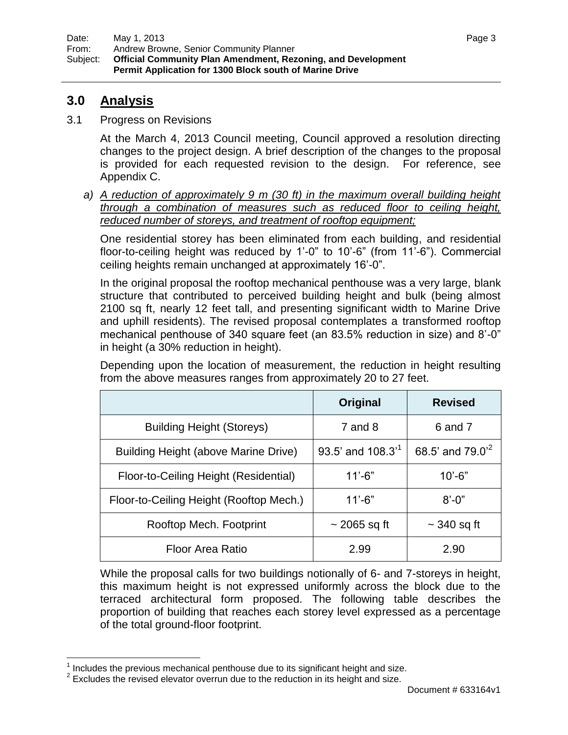## 3.0 Analysis

3.1 Progress on Revisions

At the March 4, 2013 Council meeting, Council approved a resolution directing changes to the project design. A brief description of the changes to the proposal is provided for each requested revision to the design. For reference, see Appendix C.

a) *A reduction of approximately 9 m (30 ft) in the maximum overall building height through a combination of measures such as reduced floor to ceiling height, reduced number of storeys, and treatment of rooftop equipment;*

One residential storey has been eliminated from each building, and residential floor-to-ceiling height was reduced by 1'-0" to 10'-6" (from 11'-6"). Commercial ceiling heights remain unchanged at approximately 16'-0".

In the original proposal the rooftop mechanical penthouse was a very large, blank structure that contributed to perceived building height and bulk (being almost 2100 sq ft, nearly 12 feet tall, and presenting significant width to Marine Drive and uphill residents). The revised proposal contemplates a transformed rooftop mechanical penthouse of 340 square feet (an 83.5% reduction in size) and 8'-0" in height (a 30% reduction in height).

Depending upon the location of measurement, the reduction in height resulting from the above measures ranges from approximately 20 to 27 feet.

| | Original | Revised |
|---|---|---|
| Building Height (Storeys) | 7 and 8 | 6 and 7 |
| Building Height (above Marine Drive) | 93.5' and 108.3'[1] | 68.5' and 79.0'[2] |
| Floor-to-Ceiling Height (Residential) | 11'-6" | 10'-6" |
| Floor-to-Ceiling Height (Rooftop Mech.) | 11'-6" | 8'-0" |
| Rooftop Mech. Footprint | ~ 2065 sq ft | ~ 340 sq ft |
| Floor Area Ratio | 2.99 | 2.90 |

While the proposal calls for two buildings notionally of 6- and 7-storeys in height, this maximum height is not expressed uniformly across the block due to the terraced architectural form proposed. The following table describes the proportion of building that reaches each storey level expressed as a percentage of the total ground-floor footprint.

[1] Includes the previous mechanical penthouse due to its significant height and size.

[2] Excludes the revised elevator overrun due to the reduction in its height and size.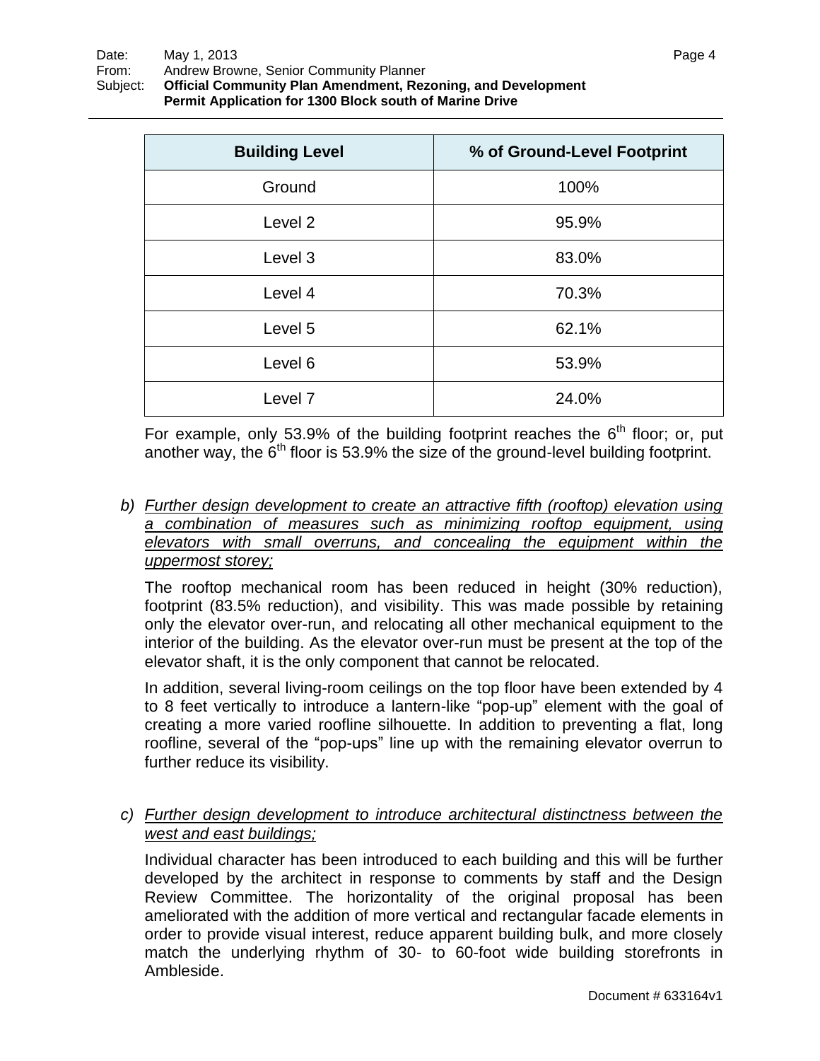| Building Level | % of Ground-Level Footprint |
| --- | --- |
| Ground | 100% |
| Level 2 | 95.9% |
| Level 3 | 83.0% |
| Level 4 | 70.3% |
| Level 5 | 62.1% |
| Level 6 | 53.9% |
| Level 7 | 24.0% |

For example, only 53.9% of the building footprint reaches the 6th floor; or, put another way, the 6th floor is 53.9% the size of the ground-level building footprint.

b) *Further design development to create an attractive fifth (rooftop) elevation using a combination of measures such as minimizing rooftop equipment, using elevators with small overruns, and concealing the equipment within the uppermost storey;*

The rooftop mechanical room has been reduced in height (30% reduction), footprint (83.5% reduction), and visibility. This was made possible by retaining only the elevator over-run, and relocating all other mechanical equipment to the interior of the building. As the elevator over-run must be present at the top of the elevator shaft, it is the only component that cannot be relocated.

In addition, several living-room ceilings on the top floor have been extended by 4 to 8 feet vertically to introduce a lantern-like "pop-up" element with the goal of creating a more varied roofline silhouette. In addition to preventing a flat, long roofline, several of the "pop-ups" line up with the remaining elevator overrun to further reduce its visibility.

c) *Further design development to introduce architectural distinctness between the west and east buildings;*

Individual character has been introduced to each building and this will be further developed by the architect in response to comments by staff and the Design Review Committee. The horizontality of the original proposal has been ameliorated with the addition of more vertical and rectangular facade elements in order to provide visual interest, reduce apparent building bulk, and more closely match the underlying rhythm of 30- to 60-foot wide building storefronts in Ambleside.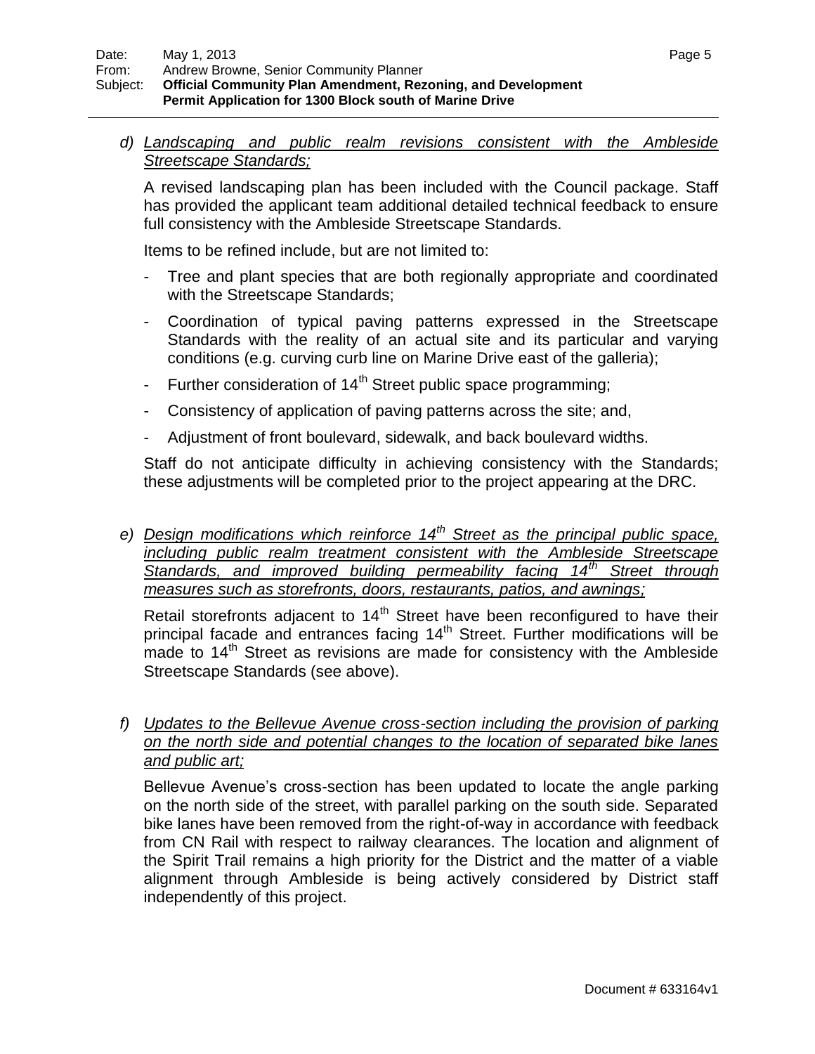d) *Landscaping and public realm revisions consistent with the Ambleside Streetscape Standards;*

A revised landscaping plan has been included with the Council package. Staff has provided the applicant team additional detailed technical feedback to ensure full consistency with the Ambleside Streetscape Standards.

Items to be refined include, but are not limited to:

- Tree and plant species that are both regionally appropriate and coordinated with the Streetscape Standards;
- Coordination of typical paving patterns expressed in the Streetscape Standards with the reality of an actual site and its particular and varying conditions (e.g. curving curb line on Marine Drive east of the galleria);
- Further consideration of 14th Street public space programming;
- Consistency of application of paving patterns across the site; and,
- Adjustment of front boulevard, sidewalk, and back boulevard widths.

Staff do not anticipate difficulty in achieving consistency with the Standards; these adjustments will be completed prior to the project appearing at the DRC.

e) *Design modifications which reinforce 14th Street as the principal public space, including public realm treatment consistent with the Ambleside Streetscape Standards, and improved building permeability facing 14th Street through measures such as storefronts, doors, restaurants, patios, and awnings;*

Retail storefronts adjacent to 14th Street have been reconfigured to have their principal facade and entrances facing 14th Street. Further modifications will be made to 14th Street as revisions are made for consistency with the Ambleside Streetscape Standards (see above).

f) *Updates to the Bellevue Avenue cross-section including the provision of parking on the north side and potential changes to the location of separated bike lanes and public art;*

Bellevue Avenue's cross-section has been updated to locate the angle parking on the north side of the street, with parallel parking on the south side. Separated bike lanes have been removed from the right-of-way in accordance with feedback from CN Rail with respect to railway clearances. The location and alignment of the Spirit Trail remains a high priority for the District and the matter of a viable alignment through Ambleside is being actively considered by District staff independently of this project.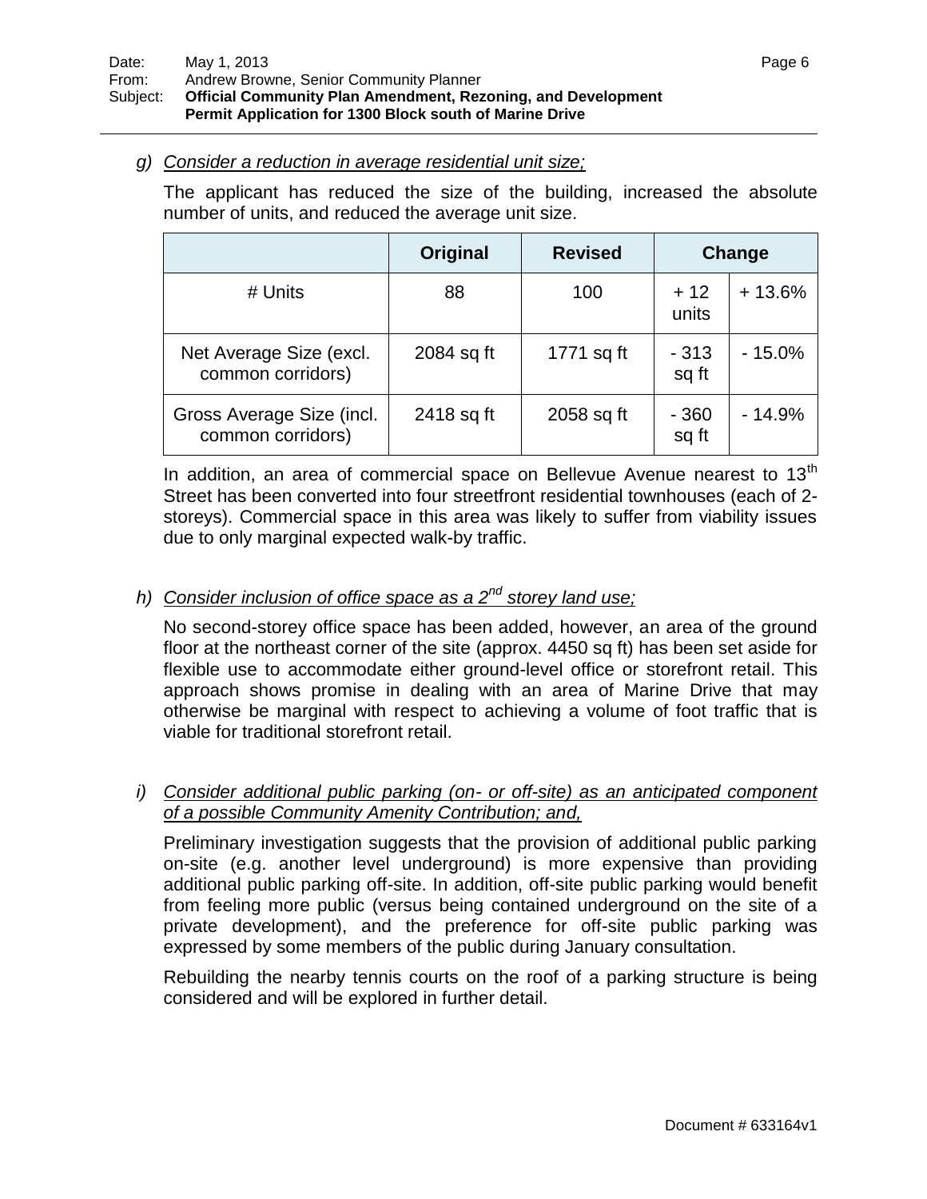g) *Consider a reduction in average residential unit size;*

The applicant has reduced the size of the building, increased the absolute number of units, and reduced the average unit size.

| | Original | Revised | Change | |
|---|---|---|---|---|
| # Units | 88 | 100 | + 12 units | + 13.6% |
| Net Average Size (excl. common corridors) | 2084 sq ft | 1771 sq ft | - 313 sq ft | - 15.0% |
| Gross Average Size (incl. common corridors) | 2418 sq ft | 2058 sq ft | - 360 sq ft | - 14.9% |

In addition, an area of commercial space on Bellevue Avenue nearest to 13th Street has been converted into four streetfront residential townhouses (each of 2-storeys). Commercial space in this area was likely to suffer from viability issues due to only marginal expected walk-by traffic.

h) *Consider inclusion of office space as a 2nd storey land use;*

No second-storey office space has been added, however, an area of the ground floor at the northeast corner of the site (approx. 4450 sq ft) has been set aside for flexible use to accommodate either ground-level office or storefront retail. This approach shows promise in dealing with an area of Marine Drive that may otherwise be marginal with respect to achieving a volume of foot traffic that is viable for traditional storefront retail.

i) *Consider additional public parking (on- or off-site) as an anticipated component of a possible Community Amenity Contribution; and,*

Preliminary investigation suggests that the provision of additional public parking on-site (e.g. another level underground) is more expensive than providing additional public parking off-site. In addition, off-site public parking would benefit from feeling more public (versus being contained underground on the site of a private development), and the preference for off-site public parking was expressed by some members of the public during January consultation.

Rebuilding the nearby tennis courts on the roof of a parking structure is being considered and will be explored in further detail.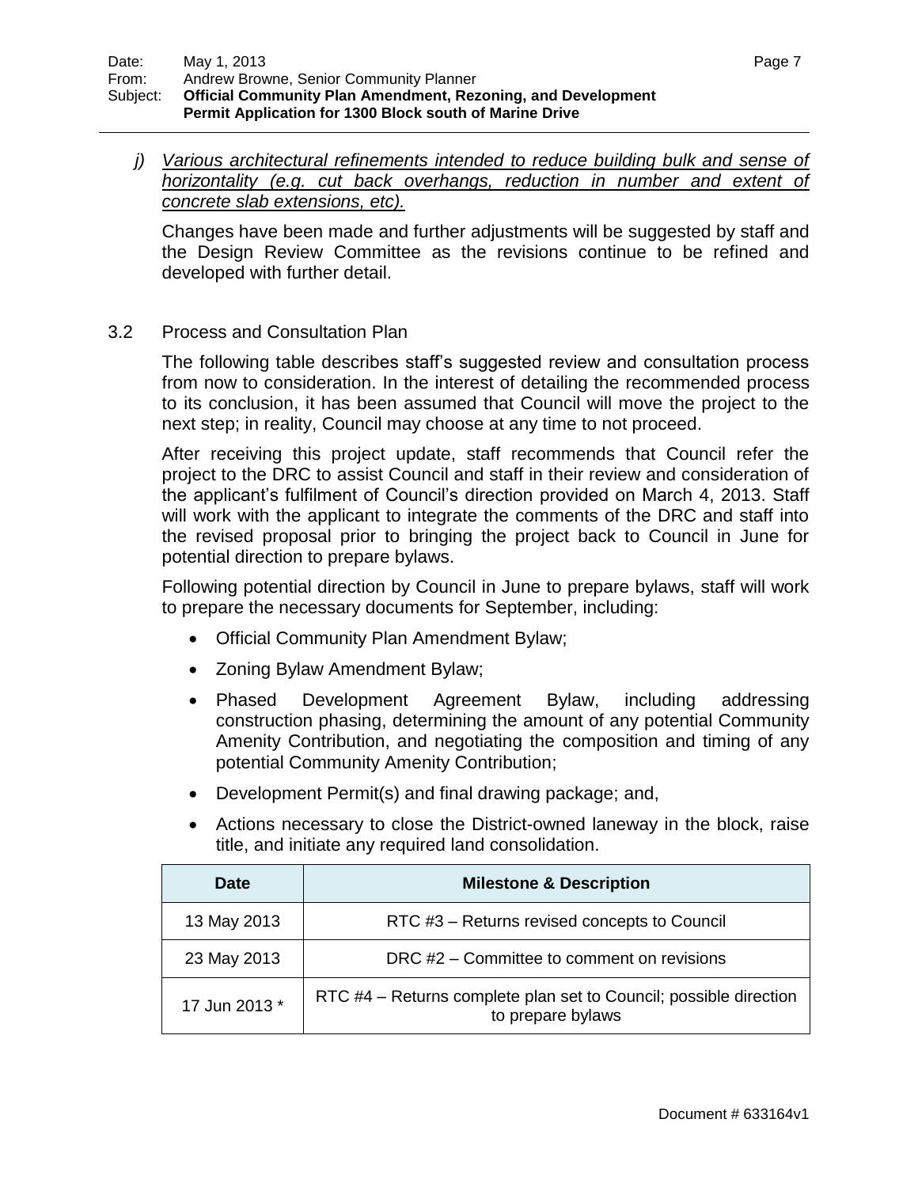*j) Various architectural refinements intended to reduce building bulk and sense of horizontality (e.g. cut back overhangs, reduction in number and extent of concrete slab extensions, etc).*

Changes have been made and further adjustments will be suggested by staff and the Design Review Committee as the revisions continue to be refined and developed with further detail.

3.2 Process and Consultation Plan

The following table describes staff's suggested review and consultation process from now to consideration. In the interest of detailing the recommended process to its conclusion, it has been assumed that Council will move the project to the next step; in reality, Council may choose at any time to not proceed.

After receiving this project update, staff recommends that Council refer the project to the DRC to assist Council and staff in their review and consideration of the applicant's fulfilment of Council's direction provided on March 4, 2013. Staff will work with the applicant to integrate the comments of the DRC and staff into the revised proposal prior to bringing the project back to Council in June for potential direction to prepare bylaws.

Following potential direction by Council in June to prepare bylaws, staff will work to prepare the necessary documents for September, including:

- Official Community Plan Amendment Bylaw;
- Zoning Bylaw Amendment Bylaw;
- Phased Development Agreement Bylaw, including addressing construction phasing, determining the amount of any potential Community Amenity Contribution, and negotiating the composition and timing of any potential Community Amenity Contribution;
- Development Permit(s) and final drawing package; and,
- Actions necessary to close the District-owned laneway in the block, raise title, and initiate any required land consolidation.

| Date | Milestone & Description |
|---|---|
| 13 May 2013 | RTC #3 – Returns revised concepts to Council |
| 23 May 2013 | DRC #2 – Committee to comment on revisions |
| 17 Jun 2013 * | RTC #4 – Returns complete plan set to Council; possible direction to prepare bylaws |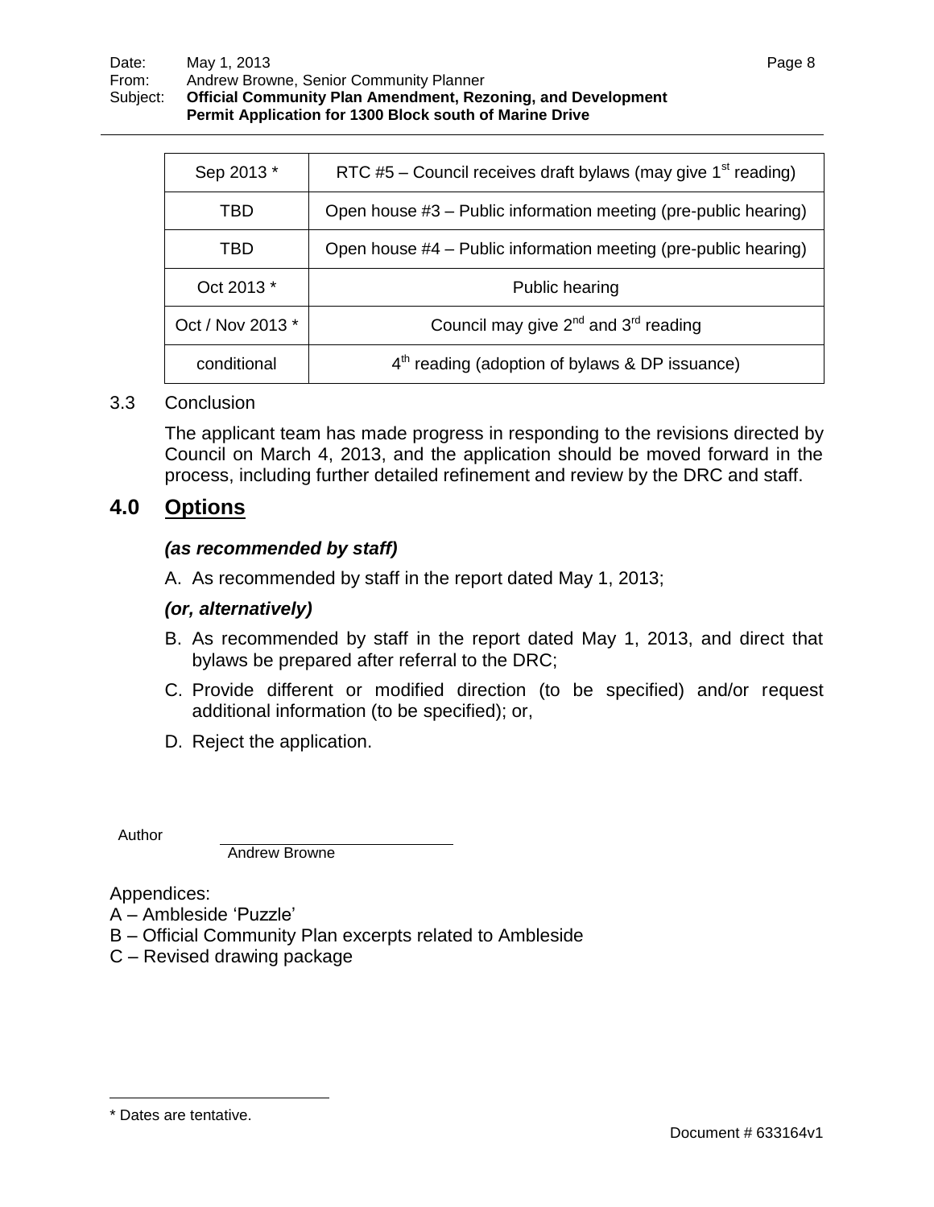| Sep 2013 * | RTC #5 – Council receives draft bylaws (may give 1st reading) |
|---|---|
| TBD | Open house #3 – Public information meeting (pre-public hearing) |
| TBD | Open house #4 – Public information meeting (pre-public hearing) |
| Oct 2013 * | Public hearing |
| Oct / Nov 2013 * | Council may give 2nd and 3rd reading |
| conditional | 4th reading (adoption of bylaws & DP issuance) |

3.3 Conclusion

The applicant team has made progress in responding to the revisions directed by Council on March 4, 2013, and the application should be moved forward in the process, including further detailed refinement and review by the DRC and staff.

## 4.0 Options

***(as recommended by staff)***

A. As recommended by staff in the report dated May 1, 2013;

***(or, alternatively)***

B. As recommended by staff in the report dated May 1, 2013, and direct that bylaws be prepared after referral to the DRC;

C. Provide different or modified direction (to be specified) and/or request additional information (to be specified); or,

D. Reject the application.

Author

Andrew Browne

Appendices:

A – Ambleside 'Puzzle'

B – Official Community Plan excerpts related to Ambleside

C – Revised drawing package

\* Dates are tentative.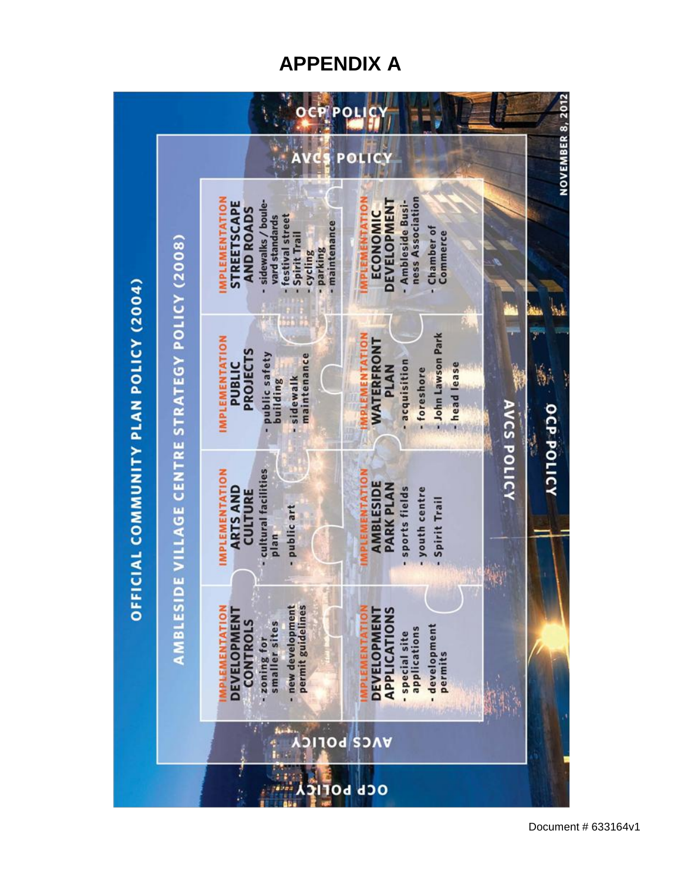# APPENDIX A

OFFICIAL COMMUNITY PLAN POLICY (2004)

AMBLESIDE VILLAGE CENTRE STRATEGY POLICY (2008)

**IMPLEMENTATION**
**DEVELOPMENT CONTROLS**
- zoning for smaller sites
- new development permit guidelines

**IMPLEMENTATION**
**ARTS AND CULTURE**
- cultural facilities plan
- public art

**IMPLEMENTATION**
**PUBLIC PROJECTS**
- public safety building
- sidewalk maintenance

**IMPLEMENTATION**
**STREETSCAPE AND ROADS**
- sidewalks / boulevard standards
- festival street
- Spirit Trail
- cycling
- parking
- maintenance

**IMPLEMENTATION**
**DEVELOPMENT APPLICATIONS**
- special site applications
- development permits

**IMPLEMENTATION**
**AMBLESIDE PARK PLAN**
- sports fields
- youth centre
- Spirit Trail

**IMPLEMENTATION**
**WATERFRONT PLAN**
- acquisition
- foreshore
- John Lawson Park
- head lease

**IMPLEMENTATION**
**ECONOMIC DEVELOPMENT**
- Ambleside Business Association
- Chamber of Commerce

AVCS POLICY

OCP POLICY

NOVEMBER 8, 2012

Document # 633164v1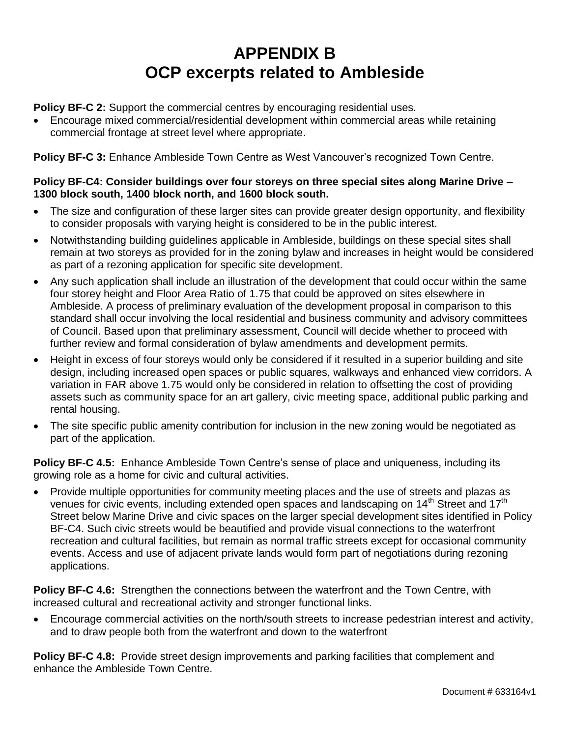# APPENDIX B
# OCP excerpts related to Ambleside

**Policy BF-C 2:** Support the commercial centres by encouraging residential uses.

- Encourage mixed commercial/residential development within commercial areas while retaining commercial frontage at street level where appropriate.

**Policy BF-C 3:** Enhance Ambleside Town Centre as West Vancouver's recognized Town Centre.

**Policy BF-C4: Consider buildings over four storeys on three special sites along Marine Drive – 1300 block south, 1400 block north, and 1600 block south.**

- The size and configuration of these larger sites can provide greater design opportunity, and flexibility to consider proposals with varying height is considered to be in the public interest.
- Notwithstanding building guidelines applicable in Ambleside, buildings on these special sites shall remain at two storeys as provided for in the zoning bylaw and increases in height would be considered as part of a rezoning application for specific site development.
- Any such application shall include an illustration of the development that could occur within the same four storey height and Floor Area Ratio of 1.75 that could be approved on sites elsewhere in Ambleside. A process of preliminary evaluation of the development proposal in comparison to this standard shall occur involving the local residential and business community and advisory committees of Council. Based upon that preliminary assessment, Council will decide whether to proceed with further review and formal consideration of bylaw amendments and development permits.
- Height in excess of four storeys would only be considered if it resulted in a superior building and site design, including increased open spaces or public squares, walkways and enhanced view corridors. A variation in FAR above 1.75 would only be considered in relation to offsetting the cost of providing assets such as community space for an art gallery, civic meeting space, additional public parking and rental housing.
- The site specific public amenity contribution for inclusion in the new zoning would be negotiated as part of the application.

**Policy BF-C 4.5:** Enhance Ambleside Town Centre's sense of place and uniqueness, including its growing role as a home for civic and cultural activities.

- Provide multiple opportunities for community meeting places and the use of streets and plazas as venues for civic events, including extended open spaces and landscaping on 14th Street and 17th Street below Marine Drive and civic spaces on the larger special development sites identified in Policy BF-C4. Such civic streets would be beautified and provide visual connections to the waterfront recreation and cultural facilities, but remain as normal traffic streets except for occasional community events. Access and use of adjacent private lands would form part of negotiations during rezoning applications.

**Policy BF-C 4.6:** Strengthen the connections between the waterfront and the Town Centre, with increased cultural and recreational activity and stronger functional links.

- Encourage commercial activities on the north/south streets to increase pedestrian interest and activity, and to draw people both from the waterfront and down to the waterfront

**Policy BF-C 4.8:** Provide street design improvements and parking facilities that complement and enhance the Ambleside Town Centre.

Document # 633164v1